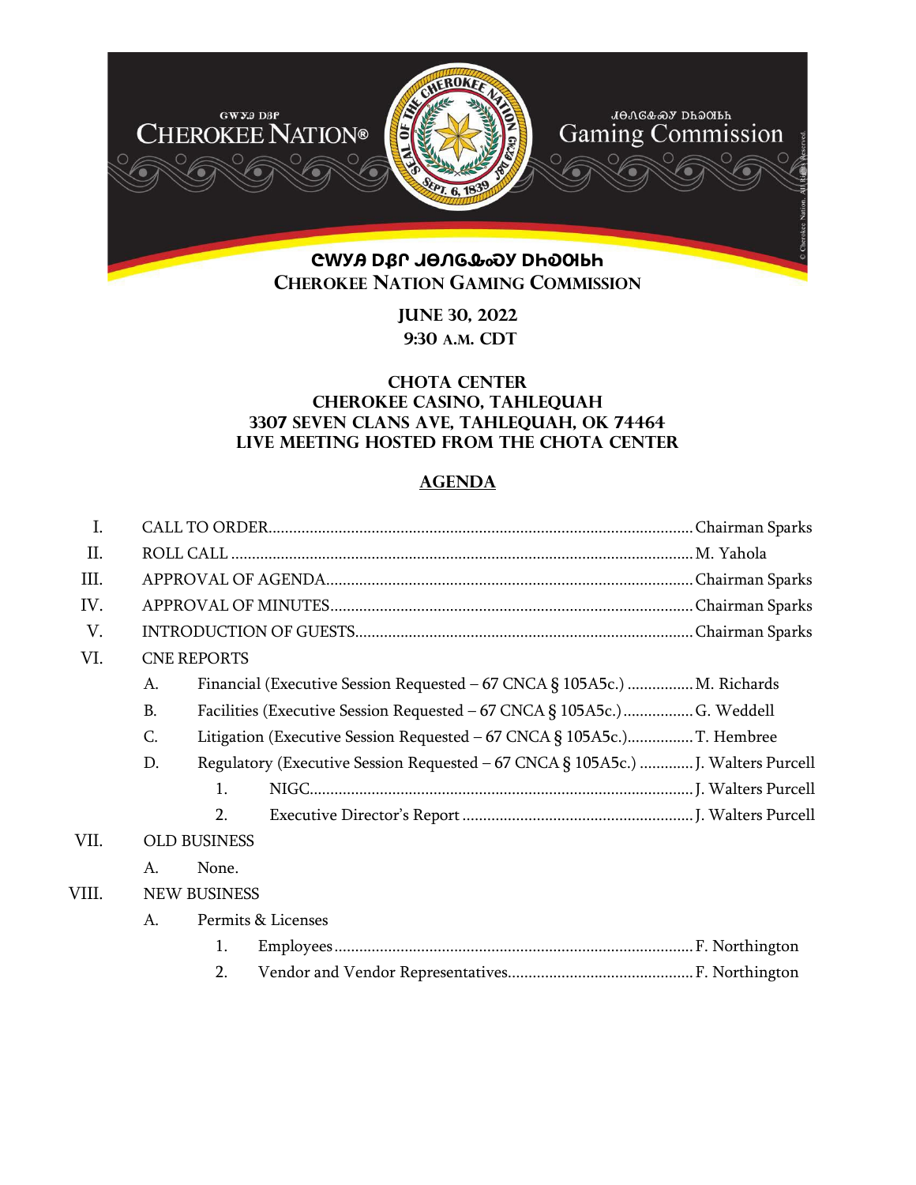ᏣᎳᎩ ᎠᏰᎵ ᏧᎾᏁᎶᏍᏗᏍᎩ ᎠᏂᎧᎾᏍᏕᏂ

CHEROKEE NATION GAMING COMMISSION

**JUNE 30, 2022**
**9:30 A.M. CDT**

**CHOTA CENTER**
**CHEROKEE CASINO, TAHLEQUAH**
**3307 SEVEN CLANS AVE, TAHLEQUAH, OK 74464**
**LIVE MEETING HOSTED FROM THE CHOTA CENTER**

## AGENDA

I. CALL TO ORDER .......... Chairman Sparks

II. ROLL CALL .......... M. Yahola

III. APPROVAL OF AGENDA .......... Chairman Sparks

IV. APPROVAL OF MINUTES .......... Chairman Sparks

V. INTRODUCTION OF GUESTS .......... Chairman Sparks

VI. CNE REPORTS

- A. Financial (Executive Session Requested – 67 CNCA § 105A5c.) .......... M. Richards
- B. Facilities (Executive Session Requested – 67 CNCA § 105A5c.) .......... G. Weddell
- C. Litigation (Executive Session Requested – 67 CNCA § 105A5c.) .......... T. Hembree
- D. Regulatory (Executive Session Requested – 67 CNCA § 105A5c.) .......... J. Walters Purcell
  1. NIGC .......... J. Walters Purcell
  2. Executive Director's Report .......... J. Walters Purcell

VII. OLD BUSINESS

- A. None.

VIII. NEW BUSINESS

- A. Permits & Licenses
  1. Employees .......... F. Northington
  2. Vendor and Vendor Representatives .......... F. Northington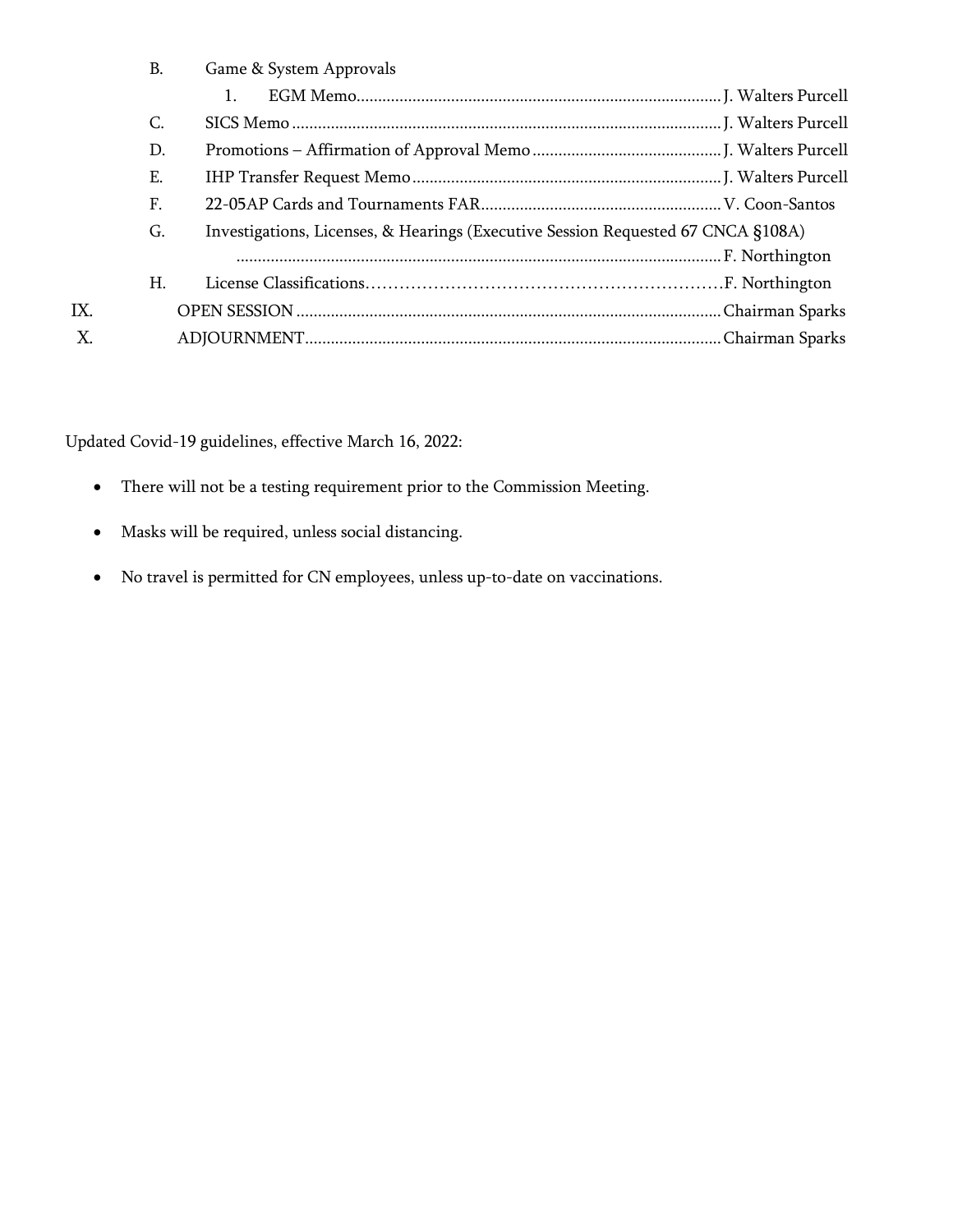B. Game & System Approvals

1. EGM Memo.................................................................................... J. Walters Purcell

C. SICS Memo .................................................................................................... J. Walters Purcell

D. Promotions – Affirmation of Approval Memo ............................................ J. Walters Purcell

E. IHP Transfer Request Memo ........................................................................ J. Walters Purcell

F. 22-05AP Cards and Tournaments FAR........................................................ V. Coon-Santos

G. Investigations, Licenses, & Hearings (Executive Session Requested 67 CNCA §108A) ................................................................................................................ F. Northington

H. License Classifications……………………………………………………F. Northington

IX. OPEN SESSION .................................................................................................. Chairman Sparks

X. ADJOURNMENT................................................................................................. Chairman Sparks

Updated Covid-19 guidelines, effective March 16, 2022:

- There will not be a testing requirement prior to the Commission Meeting.
- Masks will be required, unless social distancing.
- No travel is permitted for CN employees, unless up-to-date on vaccinations.